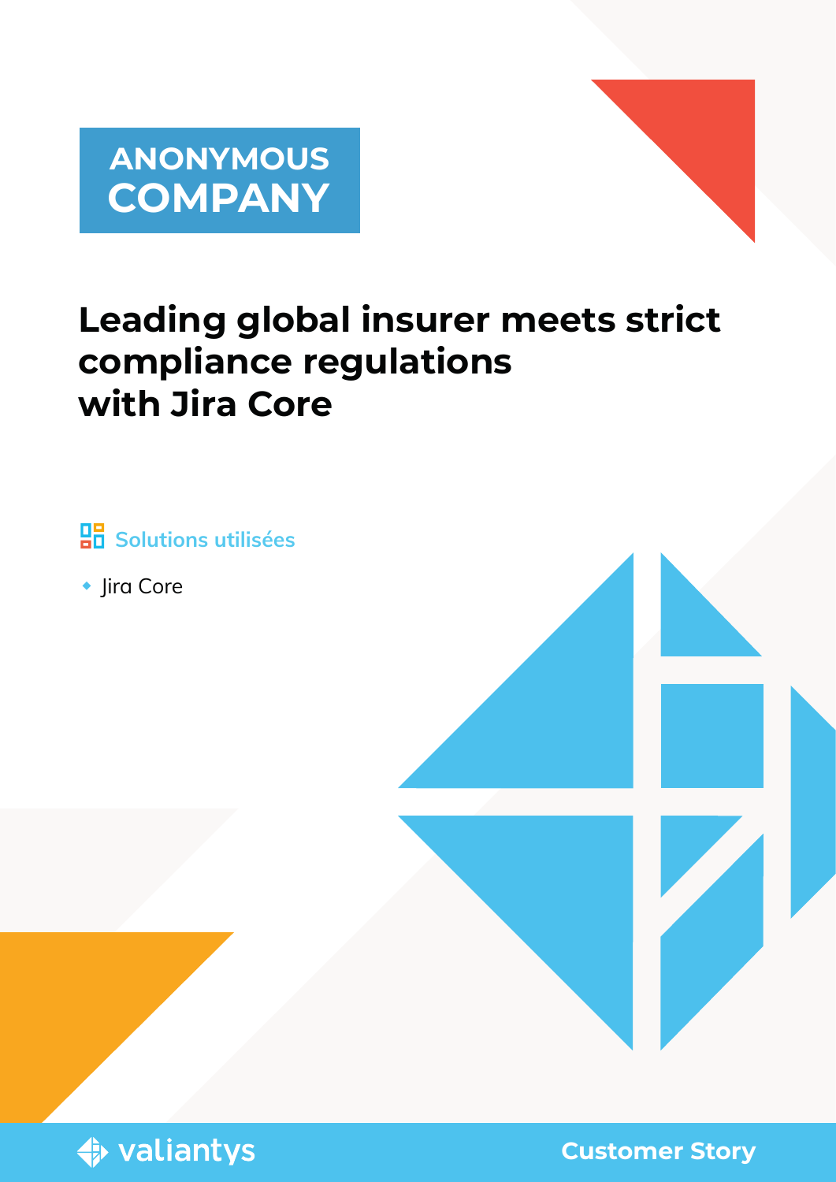**ANONYMOUS COMPANY**

# Leading global insurer meets strict compliance regulations with Jira Core

**Solutions utilisées**

- Jira Core

valiantys

**Customer Story**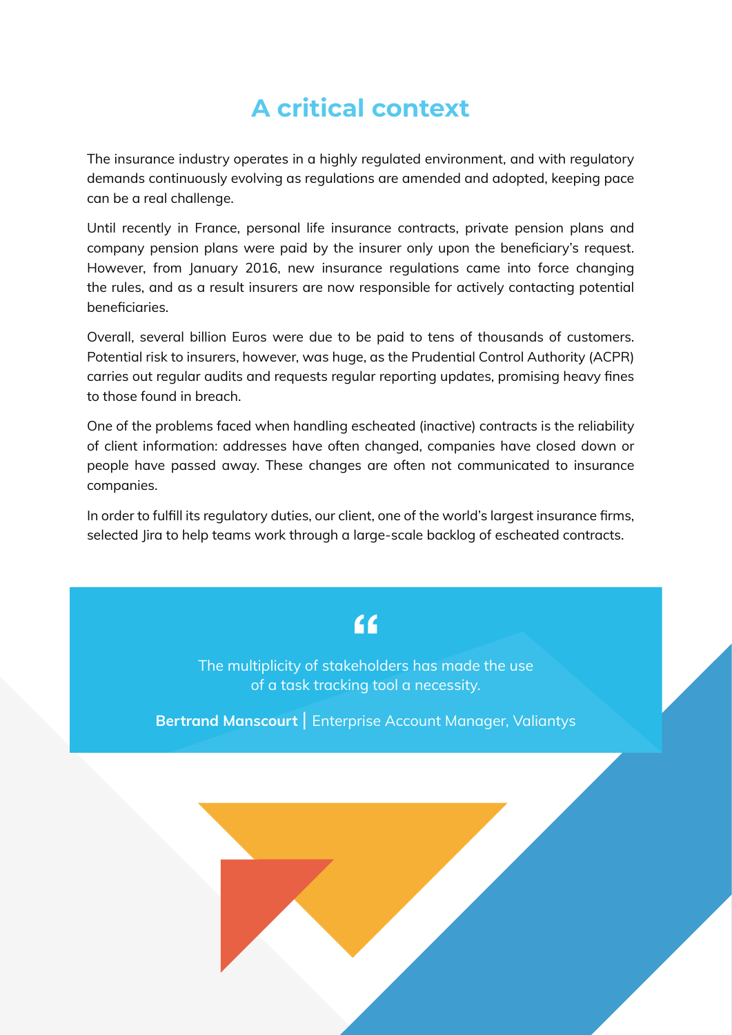## A critical context

The insurance industry operates in a highly regulated environment, and with regulatory demands continuously evolving as regulations are amended and adopted, keeping pace can be a real challenge.

Until recently in France, personal life insurance contracts, private pension plans and company pension plans were paid by the insurer only upon the beneficiary's request. However, from January 2016, new insurance regulations came into force changing the rules, and as a result insurers are now responsible for actively contacting potential beneficiaries.

Overall, several billion Euros were due to be paid to tens of thousands of customers. Potential risk to insurers, however, was huge, as the Prudential Control Authority (ACPR) carries out regular audits and requests regular reporting updates, promising heavy fines to those found in breach.

One of the problems faced when handling escheated (inactive) contracts is the reliability of client information: addresses have often changed, companies have closed down or people have passed away. These changes are often not communicated to insurance companies.

In order to fulfill its regulatory duties, our client, one of the world's largest insurance firms, selected Jira to help teams work through a large-scale backlog of escheated contracts.

> "The multiplicity of stakeholders has made the use of a task tracking tool a necessity.
>
> **Bertrand Manscourt** | Enterprise Account Manager, Valiantys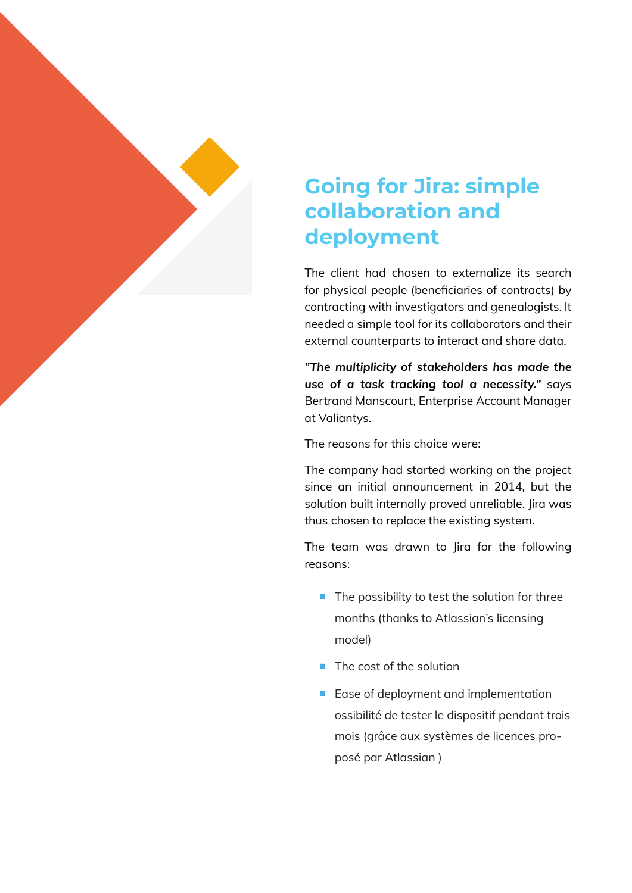## Going for Jira: simple collaboration and deployment

The client had chosen to externalize its search for physical people (beneficiaries of contracts) by contracting with investigators and genealogists. It needed a simple tool for its collaborators and their external counterparts to interact and share data.

***"The multiplicity of stakeholders has made the use of a task tracking tool a necessity."*** says Bertrand Manscourt, Enterprise Account Manager at Valiantys.

The reasons for this choice were:

The company had started working on the project since an initial announcement in 2014, but the solution built internally proved unreliable. Jira was thus chosen to replace the existing system.

The team was drawn to Jira for the following reasons:

- The possibility to test the solution for three months (thanks to Atlassian's licensing model)
- The cost of the solution
- Ease of deployment and implementation ossibilité de tester le dispositif pendant trois mois (grâce aux systèmes de licences proposé par Atlassian )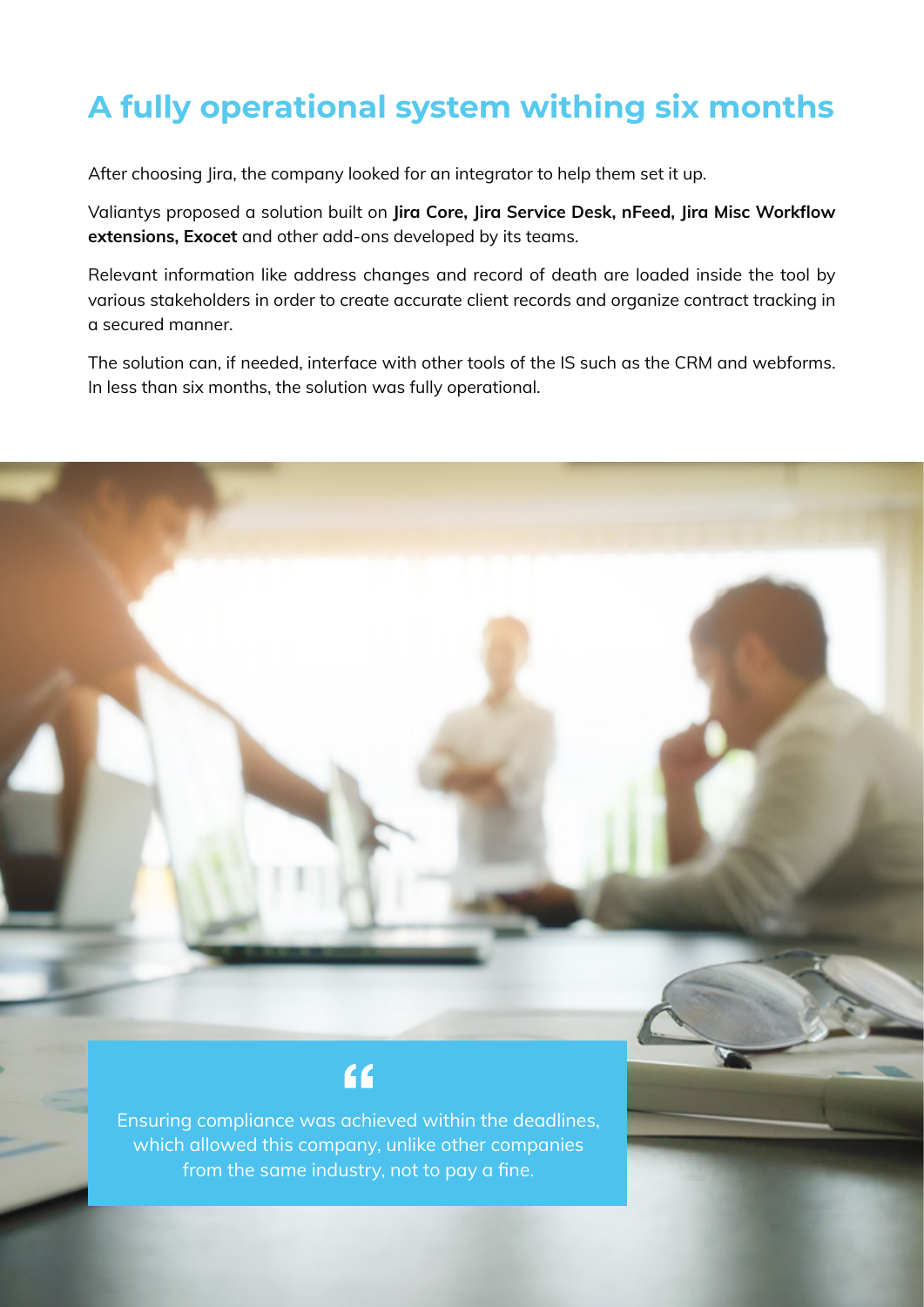# A fully operational system withing six months

After choosing Jira, the company looked for an integrator to help them set it up.

Valiantys proposed a solution built on **Jira Core, Jira Service Desk, nFeed, Jira Misc Workflow extensions, Exocet** and other add-ons developed by its teams.

Relevant information like address changes and record of death are loaded inside the tool by various stakeholders in order to create accurate client records and organize contract tracking in a secured manner.

The solution can, if needed, interface with other tools of the IS such as the CRM and webforms. In less than six months, the solution was fully operational.

> "
>
> Ensuring compliance was achieved within the deadlines, which allowed this company, unlike other companies from the same industry, not to pay a fine.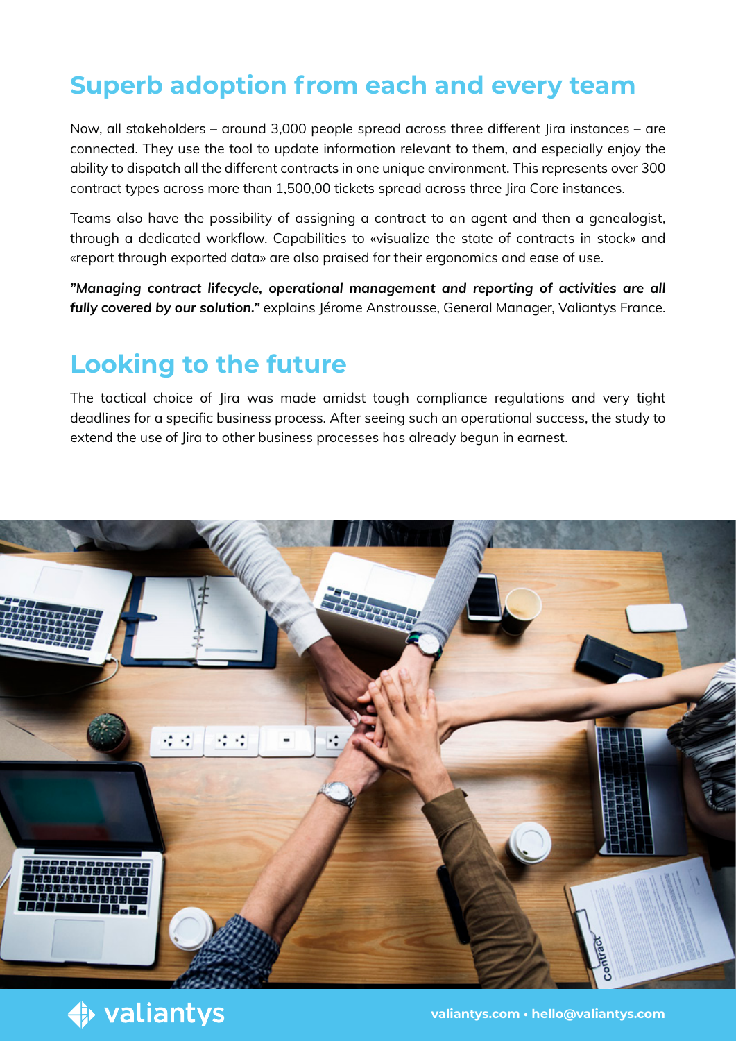## Superb adoption from each and every team

Now, all stakeholders – around 3,000 people spread across three different Jira instances – are connected. They use the tool to update information relevant to them, and especially enjoy the ability to dispatch all the different contracts in one unique environment. This represents over 300 contract types across more than 1,500,00 tickets spread across three Jira Core instances.

Teams also have the possibility of assigning a contract to an agent and then a genealogist, through a dedicated workflow. Capabilities to «visualize the state of contracts in stock» and «report through exported data» are also praised for their ergonomics and ease of use.

***"Managing contract lifecycle, operational management and reporting of activities are all fully covered by our solution."*** explains Jérome Anstrousse, General Manager, Valiantys France.

## Looking to the future

The tactical choice of Jira was made amidst tough compliance regulations and very tight deadlines for a specific business process. After seeing such an operational success, the study to extend the use of Jira to other business processes has already begun in earnest.

valiantys

valiantys.com • hello@valiantys.com